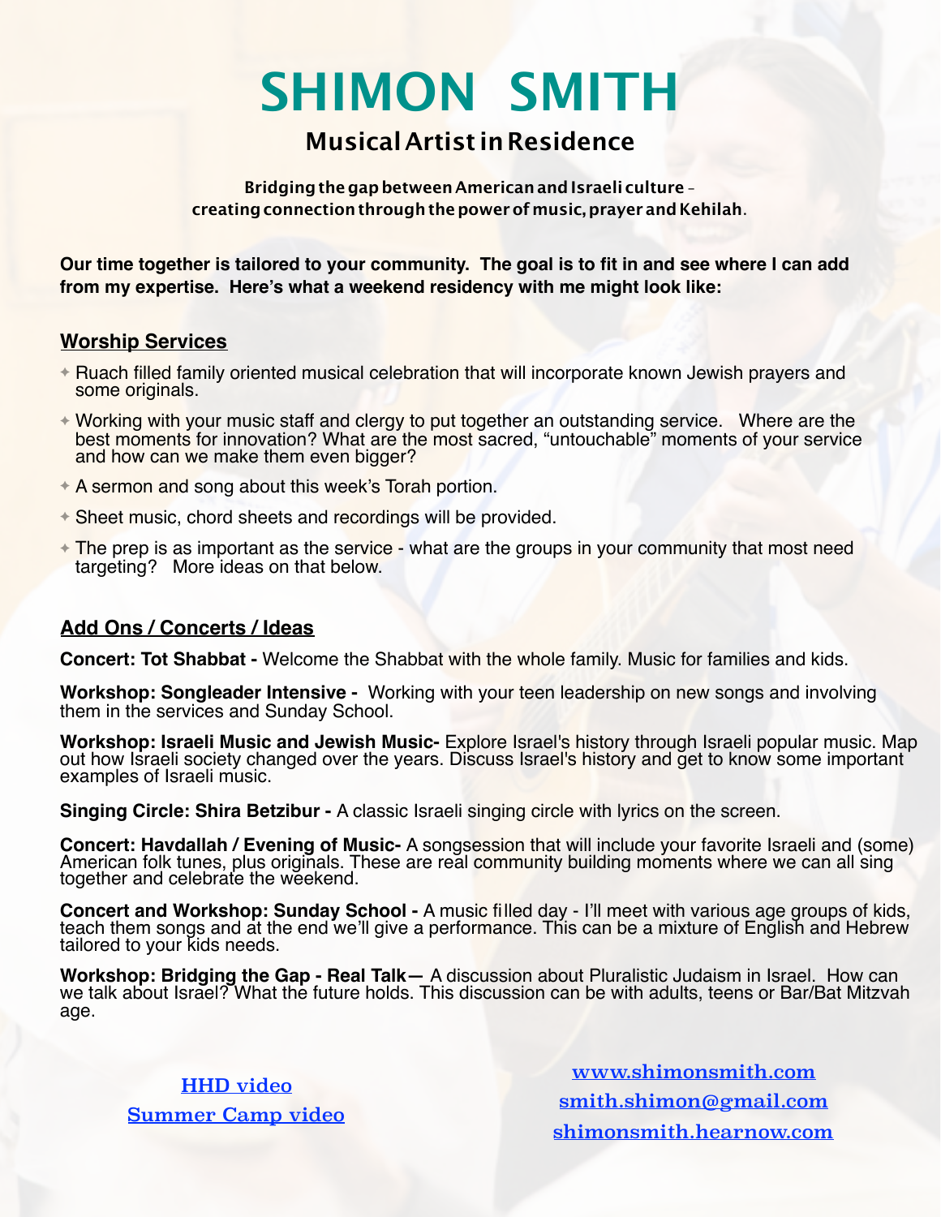# SHIMON SMITH

## Musical Artist in Residence

**Bridging the gap between American and Israeli culture – creating connection through the power of music, prayer and Kehilah.**

**Our time together is tailored to your community. The goal is to fit in and see where I can add from my expertise. Here's what a weekend residency with me might look like:**

### Worship Services

- Ruach filled family oriented musical celebration that will incorporate known Jewish prayers and some originals.
- Working with your music staff and clergy to put together an outstanding service. Where are the best moments for innovation? What are the most sacred, "untouchable" moments of your service and how can we make them even bigger?
- A sermon and song about this week's Torah portion.
- Sheet music, chord sheets and recordings will be provided.
- The prep is as important as the service - what are the groups in your community that most need targeting? More ideas on that below.

### Add Ons / Concerts / Ideas

**Concert: Tot Shabbat -** Welcome the Shabbat with the whole family. Music for families and kids.

**Workshop: Songleader Intensive -** Working with your teen leadership on new songs and involving them in the services and Sunday School.

**Workshop: Israeli Music and Jewish Music-** Explore Israel's history through Israeli popular music. Map out how Israeli society changed over the years. Discuss Israel's history and get to know some important examples of Israeli music.

**Singing Circle: Shira Betzibur -** A classic Israeli singing circle with lyrics on the screen.

**Concert: Havdallah / Evening of Music-** A songsession that will include your favorite Israeli and (some) American folk tunes, plus originals. These are real community building moments where we can all sing together and celebrate the weekend.

**Concert and Workshop: Sunday School -** A music filled day - I'll meet with various age groups of kids, teach them songs and at the end we'll give a performance. This can be a mixture of English and Hebrew tailored to your kids needs.

**Workshop: Bridging the Gap - Real Talk—** A discussion about Pluralistic Judaism in Israel. How can we talk about Israel? What the future holds. This discussion can be with adults, teens or Bar/Bat Mitzvah age.

HHD video
Summer Camp video

www.shimonsmith.com
smith.shimon@gmail.com
shimonsmith.hearnow.com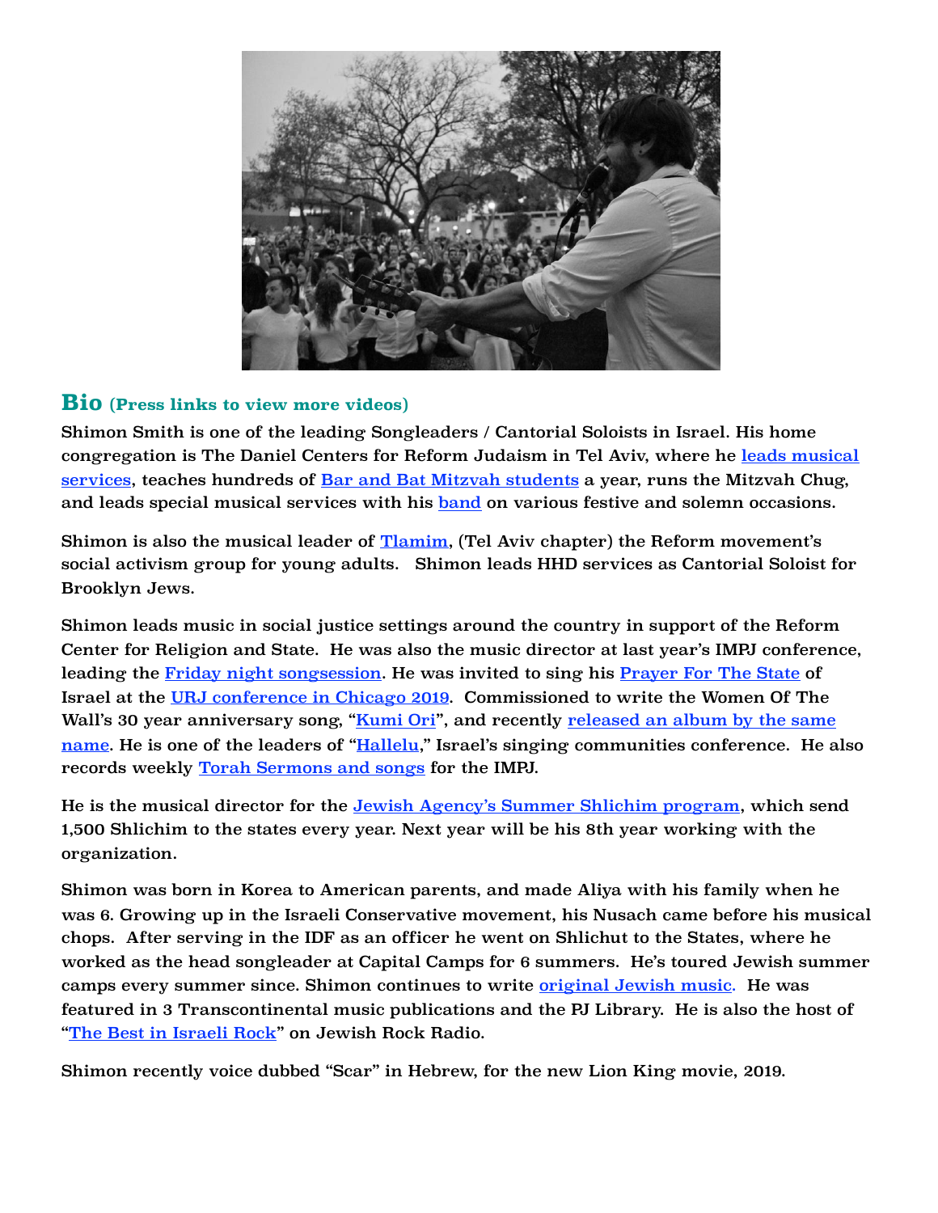## Bio (Press links to view more videos)

Shimon Smith is one of the leading Songleaders / Cantorial Soloists in Israel. His home congregation is The Daniel Centers for Reform Judaism in Tel Aviv, where he leads musical services, teaches hundreds of Bar and Bat Mitzvah students a year, runs the Mitzvah Chug, and leads special musical services with his band on various festive and solemn occasions.

Shimon is also the musical leader of Tlamim, (Tel Aviv chapter) the Reform movement's social activism group for young adults. Shimon leads HHD services as Cantorial Soloist for Brooklyn Jews.

Shimon leads music in social justice settings around the country in support of the Reform Center for Religion and State. He was also the music director at last year's IMPJ conference, leading the Friday night songsession. He was invited to sing his Prayer For The State of Israel at the URJ conference in Chicago 2019. Commissioned to write the Women Of The Wall's 30 year anniversary song, "Kumi Ori", and recently released an album by the same name. He is one of the leaders of "Hallelu," Israel's singing communities conference. He also records weekly Torah Sermons and songs for the IMPJ.

He is the musical director for the Jewish Agency's Summer Shlichim program, which send 1,500 Shlichim to the states every year. Next year will be his 8th year working with the organization.

Shimon was born in Korea to American parents, and made Aliya with his family when he was 6. Growing up in the Israeli Conservative movement, his Nusach came before his musical chops. After serving in the IDF as an officer he went on Shlichut to the States, where he worked as the head songleader at Capital Camps for 6 summers. He's toured Jewish summer camps every summer since. Shimon continues to write original Jewish music. He was featured in 3 Transcontinental music publications and the PJ Library. He is also the host of "The Best in Israeli Rock" on Jewish Rock Radio.

Shimon recently voice dubbed "Scar" in Hebrew, for the new Lion King movie, 2019.